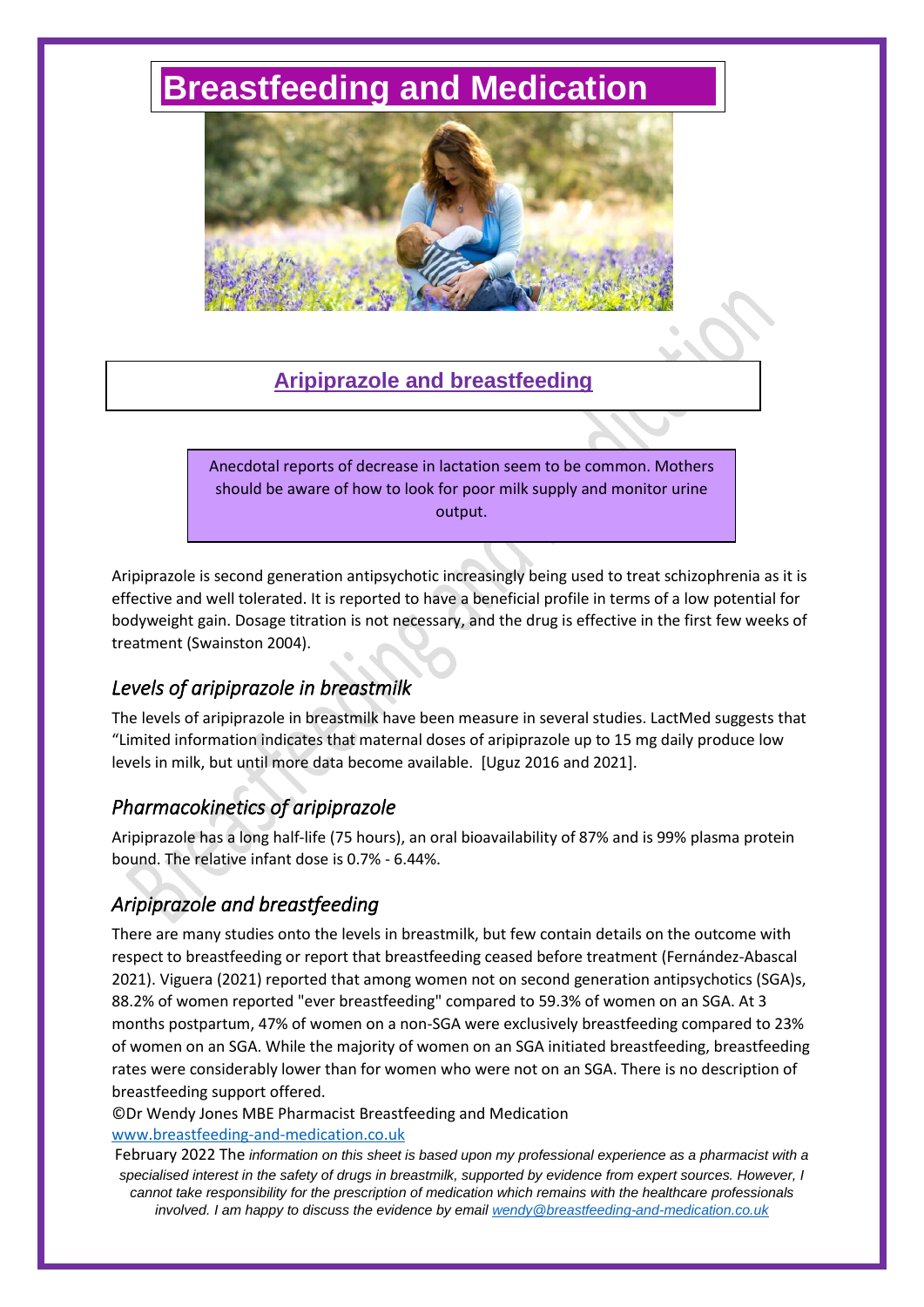# Breastfeeding and Medication

## Aripiprazole and breastfeeding

Anecdotal reports of decrease in lactation seem to be common. Mothers should be aware of how to look for poor milk supply and monitor urine output.

Aripiprazole is second generation antipsychotic increasingly being used to treat schizophrenia as it is effective and well tolerated. It is reported to have a beneficial profile in terms of a low potential for bodyweight gain. Dosage titration is not necessary, and the drug is effective in the first few weeks of treatment (Swainston 2004).

### *Levels of aripiprazole in breastmilk*

The levels of aripiprazole in breastmilk have been measure in several studies. LactMed suggests that "Limited information indicates that maternal doses of aripiprazole up to 15 mg daily produce low levels in milk, but until more data become available. [Uguz 2016 and 2021].

### *Pharmacokinetics of aripiprazole*

Aripiprazole has a long half-life (75 hours), an oral bioavailability of 87% and is 99% plasma protein bound. The relative infant dose is 0.7% - 6.44%.

### *Aripiprazole and breastfeeding*

There are many studies onto the levels in breastmilk, but few contain details on the outcome with respect to breastfeeding or report that breastfeeding ceased before treatment (Fernández-Abascal 2021). Viguera (2021) reported that among women not on second generation antipsychotics (SGA)s, 88.2% of women reported "ever breastfeeding" compared to 59.3% of women on an SGA. At 3 months postpartum, 47% of women on a non-SGA were exclusively breastfeeding compared to 23% of women on an SGA. While the majority of women on an SGA initiated breastfeeding, breastfeeding rates were considerably lower than for women who were not on an SGA. There is no description of breastfeeding support offered.

©Dr Wendy Jones MBE Pharmacist Breastfeeding and Medication
www.breastfeeding-and-medication.co.uk

February 2022 The *information on this sheet is based upon my professional experience as a pharmacist with a specialised interest in the safety of drugs in breastmilk, supported by evidence from expert sources. However, I cannot take responsibility for the prescription of medication which remains with the healthcare professionals involved. I am happy to discuss the evidence by email wendy@breastfeeding-and-medication.co.uk*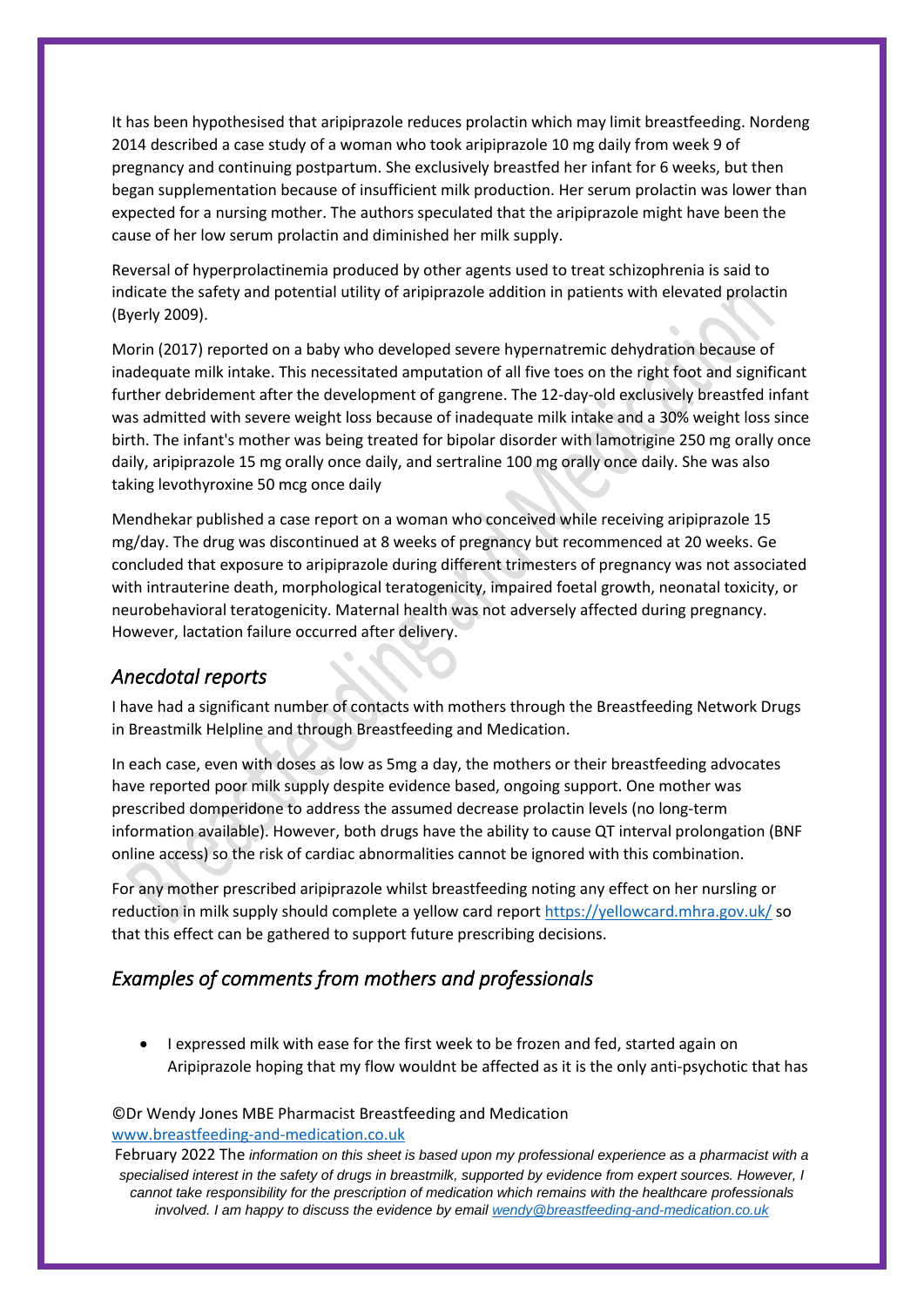It has been hypothesised that aripiprazole reduces prolactin which may limit breastfeeding. Nordeng 2014 described a case study of a woman who took aripiprazole 10 mg daily from week 9 of pregnancy and continuing postpartum. She exclusively breastfed her infant for 6 weeks, but then began supplementation because of insufficient milk production. Her serum prolactin was lower than expected for a nursing mother. The authors speculated that the aripiprazole might have been the cause of her low serum prolactin and diminished her milk supply.

Reversal of hyperprolactinemia produced by other agents used to treat schizophrenia is said to indicate the safety and potential utility of aripiprazole addition in patients with elevated prolactin (Byerly 2009).

Morin (2017) reported on a baby who developed severe hypernatremic dehydration because of inadequate milk intake. This necessitated amputation of all five toes on the right foot and significant further debridement after the development of gangrene. The 12-day-old exclusively breastfed infant was admitted with severe weight loss because of inadequate milk intake and a 30% weight loss since birth. The infant's mother was being treated for bipolar disorder with lamotrigine 250 mg orally once daily, aripiprazole 15 mg orally once daily, and sertraline 100 mg orally once daily. She was also taking levothyroxine 50 mcg once daily

Mendhekar published a case report on a woman who conceived while receiving aripiprazole 15 mg/day. The drug was discontinued at 8 weeks of pregnancy but recommenced at 20 weeks. Ge concluded that exposure to aripiprazole during different trimesters of pregnancy was not associated with intrauterine death, morphological teratogenicity, impaired foetal growth, neonatal toxicity, or neurobehavioral teratogenicity. Maternal health was not adversely affected during pregnancy. However, lactation failure occurred after delivery.

## *Anecdotal reports*

I have had a significant number of contacts with mothers through the Breastfeeding Network Drugs in Breastmilk Helpline and through Breastfeeding and Medication.

In each case, even with doses as low as 5mg a day, the mothers or their breastfeeding advocates have reported poor milk supply despite evidence based, ongoing support. One mother was prescribed domperidone to address the assumed decrease prolactin levels (no long-term information available). However, both drugs have the ability to cause QT interval prolongation (BNF online access) so the risk of cardiac abnormalities cannot be ignored with this combination.

For any mother prescribed aripiprazole whilst breastfeeding noting any effect on her nursing or reduction in milk supply should complete a yellow card report https://yellowcard.mhra.gov.uk/ so that this effect can be gathered to support future prescribing decisions.

## *Examples of comments from mothers and professionals*

- I expressed milk with ease for the first week to be frozen and fed, started again on Aripiprazole hoping that my flow wouldnt be affected as it is the only anti-psychotic that has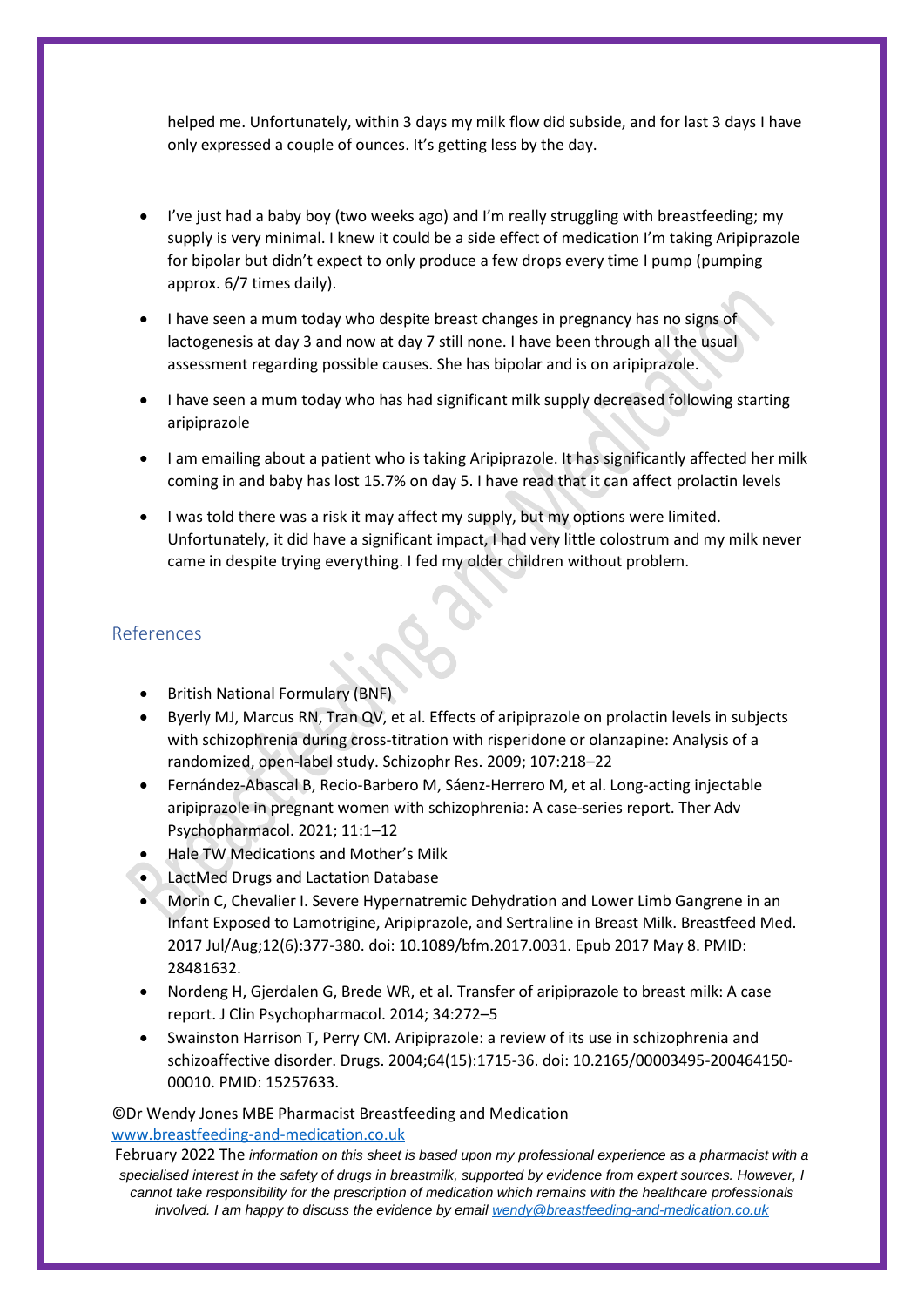helped me. Unfortunately, within 3 days my milk flow did subside, and for last 3 days I have only expressed a couple of ounces. It's getting less by the day.

- I've just had a baby boy (two weeks ago) and I'm really struggling with breastfeeding; my supply is very minimal. I knew it could be a side effect of medication I'm taking Aripiprazole for bipolar but didn't expect to only produce a few drops every time I pump (pumping approx. 6/7 times daily).
- I have seen a mum today who despite breast changes in pregnancy has no signs of lactogenesis at day 3 and now at day 7 still none. I have been through all the usual assessment regarding possible causes. She has bipolar and is on aripiprazole.
- I have seen a mum today who has had significant milk supply decreased following starting aripiprazole
- I am emailing about a patient who is taking Aripiprazole. It has significantly affected her milk coming in and baby has lost 15.7% on day 5. I have read that it can affect prolactin levels
- I was told there was a risk it may affect my supply, but my options were limited. Unfortunately, it did have a significant impact, I had very little colostrum and my milk never came in despite trying everything. I fed my older children without problem.

## References

- British National Formulary (BNF)
- Byerly MJ, Marcus RN, Tran QV, et al. Effects of aripiprazole on prolactin levels in subjects with schizophrenia during cross-titration with risperidone or olanzapine: Analysis of a randomized, open-label study. Schizophr Res. 2009; 107:218–22
- Fernández-Abascal B, Recio-Barbero M, Sáenz-Herrero M, et al. Long-acting injectable aripiprazole in pregnant women with schizophrenia: A case-series report. Ther Adv Psychopharmacol. 2021; 11:1–12
- Hale TW Medications and Mother's Milk
- LactMed Drugs and Lactation Database
- Morin C, Chevalier I. Severe Hypernatremic Dehydration and Lower Limb Gangrene in an Infant Exposed to Lamotrigine, Aripiprazole, and Sertraline in Breast Milk. Breastfeed Med. 2017 Jul/Aug;12(6):377-380. doi: 10.1089/bfm.2017.0031. Epub 2017 May 8. PMID: 28481632.
- Nordeng H, Gjerdalen G, Brede WR, et al. Transfer of aripiprazole to breast milk: A case report. J Clin Psychopharmacol. 2014; 34:272–5
- Swainston Harrison T, Perry CM. Aripiprazole: a review of its use in schizophrenia and schizoaffective disorder. Drugs. 2004;64(15):1715-36. doi: 10.2165/00003495-200464150-00010. PMID: 15257633.

©Dr Wendy Jones MBE Pharmacist Breastfeeding and Medication
www.breastfeeding-and-medication.co.uk

February 2022 The *information on this sheet is based upon my professional experience as a pharmacist with a specialised interest in the safety of drugs in breastmilk, supported by evidence from expert sources. However, I cannot take responsibility for the prescription of medication which remains with the healthcare professionals involved. I am happy to discuss the evidence by email wendy@breastfeeding-and-medication.co.uk*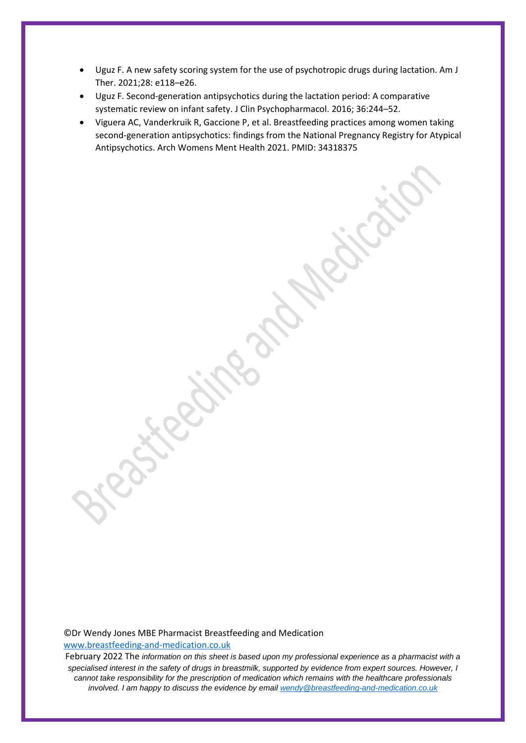- Uguz F. A new safety scoring system for the use of psychotropic drugs during lactation. Am J Ther. 2021;28: e118–e26.
- Uguz F. Second-generation antipsychotics during the lactation period: A comparative systematic review on infant safety. J Clin Psychopharmacol. 2016; 36:244–52.
- Viguera AC, Vanderkruik R, Gaccione P, et al. Breastfeeding practices among women taking second-generation antipsychotics: findings from the National Pregnancy Registry for Atypical Antipsychotics. Arch Womens Ment Health 2021. PMID: 34318375

©Dr Wendy Jones MBE Pharmacist Breastfeeding and Medication
www.breastfeeding-and-medication.co.uk
February 2022 The *information on this sheet is based upon my professional experience as a pharmacist with a specialised interest in the safety of drugs in breastmilk, supported by evidence from expert sources. However, I cannot take responsibility for the prescription of medication which remains with the healthcare professionals involved. I am happy to discuss the evidence by email wendy@breastfeeding-and-medication.co.uk*